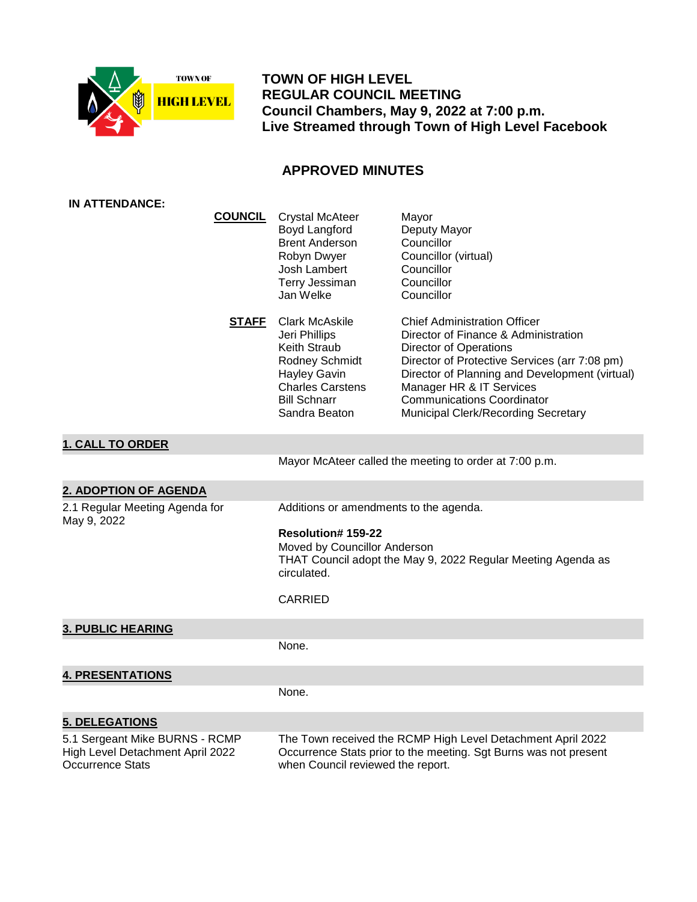TOWN OF HIGH LEVEL

# TOWN OF HIGH LEVEL
# REGULAR COUNCIL MEETING
# Council Chambers, May 9, 2022 at 7:00 p.m.
# Live Streamed through Town of High Level Facebook

## APPROVED MINUTES

**IN ATTENDANCE:**

| | | |
|---|---|---|
| **COUNCIL** | Crystal McAteer | Mayor |
| | Boyd Langford | Deputy Mayor |
| | Brent Anderson | Councillor |
| | Robyn Dwyer | Councillor (virtual) |
| | Josh Lambert | Councillor |
| | Terry Jessiman | Councillor |
| | Jan Welke | Councillor |
| **STAFF** | Clark McAskile | Chief Administration Officer |
| | Jeri Phillips | Director of Finance & Administration |
| | Keith Straub | Director of Operations |
| | Rodney Schmidt | Director of Protective Services (arr 7:08 pm) |
| | Hayley Gavin | Director of Planning and Development (virtual) |
| | Charles Carstens | Manager HR & IT Services |
| | Bill Schnarr | Communications Coordinator |
| | Sandra Beaton | Municipal Clerk/Recording Secretary |

## 1. CALL TO ORDER

Mayor McAteer called the meeting to order at 7:00 p.m.

## 2. ADOPTION OF AGENDA

2.1 Regular Meeting Agenda for May 9, 2022

Additions or amendments to the agenda.

**Resolution# 159-22**
Moved by Councillor Anderson
THAT Council adopt the May 9, 2022 Regular Meeting Agenda as circulated.

CARRIED

## 3. PUBLIC HEARING

None.

## 4. PRESENTATIONS

None.

## 5. DELEGATIONS

5.1 Sergeant Mike BURNS - RCMP High Level Detachment April 2022 Occurrence Stats

The Town received the RCMP High Level Detachment April 2022 Occurrence Stats prior to the meeting. Sgt Burns was not present when Council reviewed the report.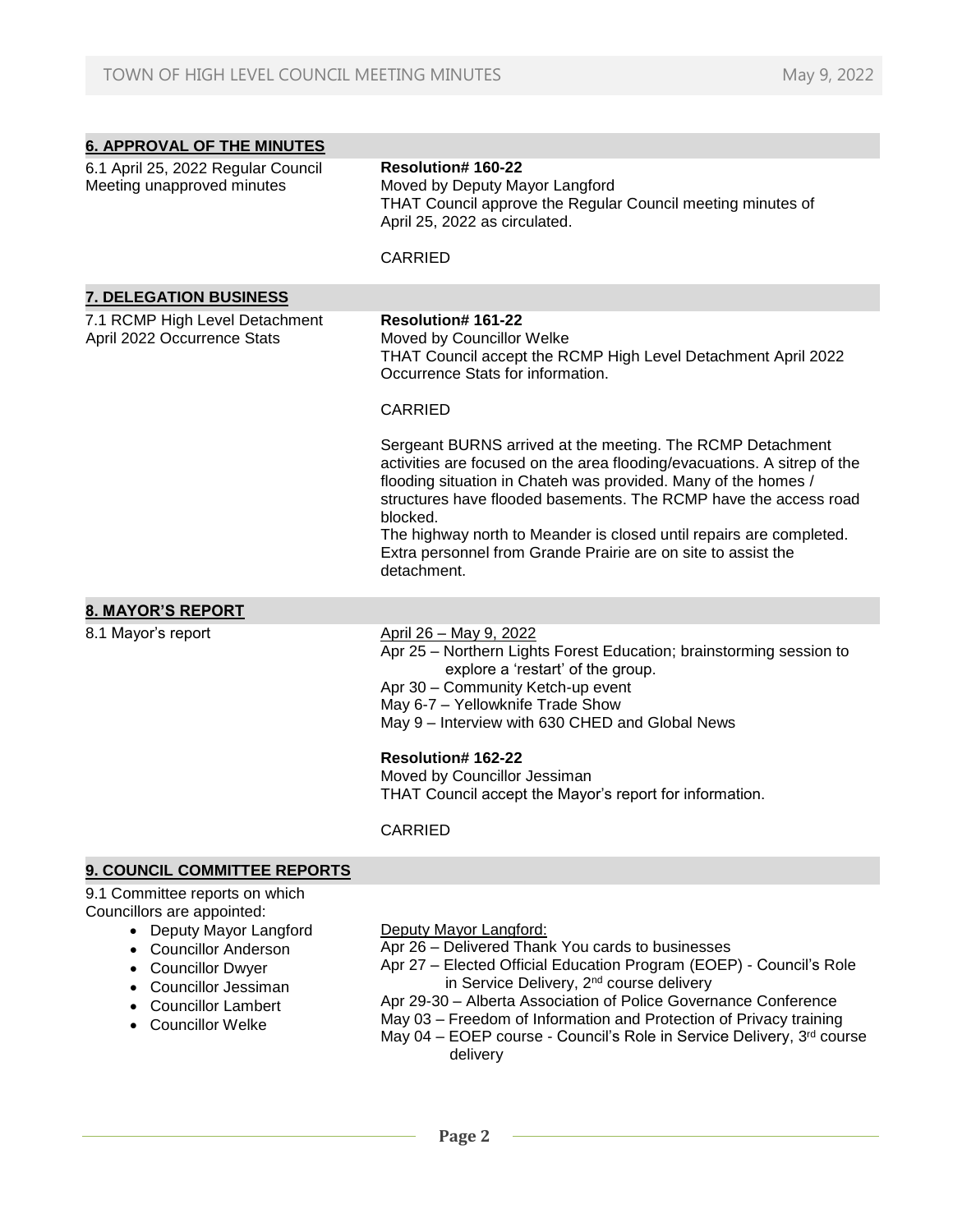## 6. APPROVAL OF THE MINUTES

6.1 April 25, 2022 Regular Council Meeting unapproved minutes

**Resolution# 160-22**
Moved by Deputy Mayor Langford
THAT Council approve the Regular Council meeting minutes of April 25, 2022 as circulated.

CARRIED

## 7. DELEGATION BUSINESS

7.1 RCMP High Level Detachment April 2022 Occurrence Stats

**Resolution# 161-22**
Moved by Councillor Welke
THAT Council accept the RCMP High Level Detachment April 2022 Occurrence Stats for information.

CARRIED

Sergeant BURNS arrived at the meeting. The RCMP Detachment activities are focused on the area flooding/evacuations. A sitrep of the flooding situation in Chateh was provided. Many of the homes / structures have flooded basements. The RCMP have the access road blocked.
The highway north to Meander is closed until repairs are completed. Extra personnel from Grande Prairie are on site to assist the detachment.

## 8. MAYOR'S REPORT

8.1 Mayor's report

April 26 – May 9, 2022
Apr 25 – Northern Lights Forest Education; brainstorming session to explore a 'restart' of the group.
Apr 30 – Community Ketch-up event
May 6-7 – Yellowknife Trade Show
May 9 – Interview with 630 CHED and Global News

**Resolution# 162-22**
Moved by Councillor Jessiman
THAT Council accept the Mayor's report for information.

CARRIED

## 9. COUNCIL COMMITTEE REPORTS

9.1 Committee reports on which Councillors are appointed:

- Deputy Mayor Langford
- Councillor Anderson
- Councillor Dwyer
- Councillor Jessiman
- Councillor Lambert
- Councillor Welke

Deputy Mayor Langford:
Apr 26 – Delivered Thank You cards to businesses
Apr 27 – Elected Official Education Program (EOEP) - Council's Role in Service Delivery, 2nd course delivery
Apr 29-30 – Alberta Association of Police Governance Conference
May 03 – Freedom of Information and Protection of Privacy training
May 04 – EOEP course - Council's Role in Service Delivery, 3rd course delivery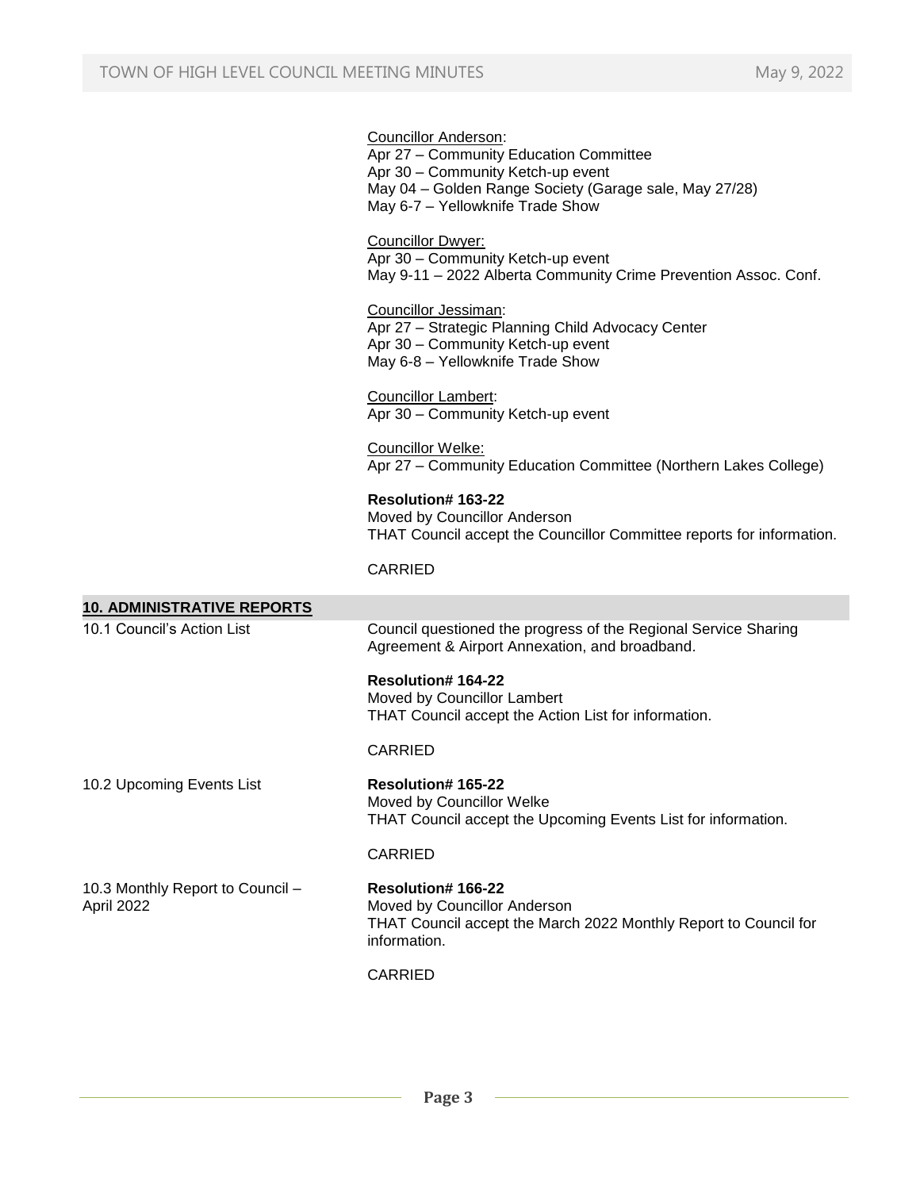Councillor Anderson:
Apr 27 – Community Education Committee
Apr 30 – Community Ketch-up event
May 04 – Golden Range Society (Garage sale, May 27/28)
May 6-7 – Yellowknife Trade Show

Councillor Dwyer:
Apr 30 – Community Ketch-up event
May 9-11 – 2022 Alberta Community Crime Prevention Assoc. Conf.

Councillor Jessiman:
Apr 27 – Strategic Planning Child Advocacy Center
Apr 30 – Community Ketch-up event
May 6-8 – Yellowknife Trade Show

Councillor Lambert:
Apr 30 – Community Ketch-up event

Councillor Welke:
Apr 27 – Community Education Committee (Northern Lakes College)

**Resolution# 163-22**
Moved by Councillor Anderson
THAT Council accept the Councillor Committee reports for information.

CARRIED

## 10. ADMINISTRATIVE REPORTS

**10.1 Council's Action List**

Council questioned the progress of the Regional Service Sharing Agreement & Airport Annexation, and broadband.

**Resolution# 164-22**
Moved by Councillor Lambert
THAT Council accept the Action List for information.

CARRIED

**10.2 Upcoming Events List**

**Resolution# 165-22**
Moved by Councillor Welke
THAT Council accept the Upcoming Events List for information.

CARRIED

**10.3 Monthly Report to Council – April 2022**

**Resolution# 166-22**
Moved by Councillor Anderson
THAT Council accept the March 2022 Monthly Report to Council for information.

CARRIED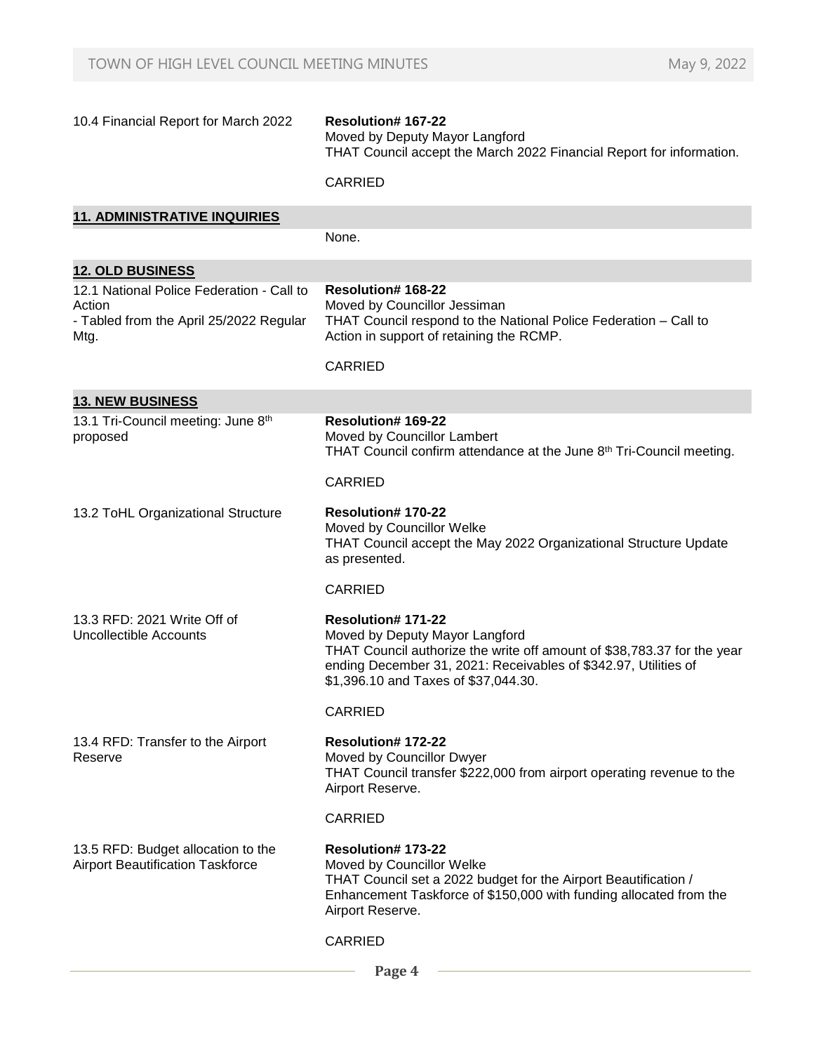10.4 Financial Report for March 2022

**Resolution# 167-22**
Moved by Deputy Mayor Langford
THAT Council accept the March 2022 Financial Report for information.

CARRIED

## 11. ADMINISTRATIVE INQUIRIES

None.

## 12. OLD BUSINESS

12.1 National Police Federation - Call to Action
- Tabled from the April 25/2022 Regular Mtg.

**Resolution# 168-22**
Moved by Councillor Jessiman
THAT Council respond to the National Police Federation – Call to Action in support of retaining the RCMP.

CARRIED

## 13. NEW BUSINESS

13.1 Tri-Council meeting: June 8th proposed

**Resolution# 169-22**
Moved by Councillor Lambert
THAT Council confirm attendance at the June 8th Tri-Council meeting.

CARRIED

13.2 ToHL Organizational Structure

**Resolution# 170-22**
Moved by Councillor Welke
THAT Council accept the May 2022 Organizational Structure Update as presented.

CARRIED

13.3 RFD: 2021 Write Off of Uncollectible Accounts

**Resolution# 171-22**
Moved by Deputy Mayor Langford
THAT Council authorize the write off amount of $38,783.37 for the year ending December 31, 2021: Receivables of $342.97, Utilities of $1,396.10 and Taxes of $37,044.30.

CARRIED

13.4 RFD: Transfer to the Airport Reserve

**Resolution# 172-22**
Moved by Councillor Dwyer
THAT Council transfer $222,000 from airport operating revenue to the Airport Reserve.

CARRIED

13.5 RFD: Budget allocation to the Airport Beautification Taskforce

**Resolution# 173-22**
Moved by Councillor Welke
THAT Council set a 2022 budget for the Airport Beautification / Enhancement Taskforce of $150,000 with funding allocated from the Airport Reserve.

CARRIED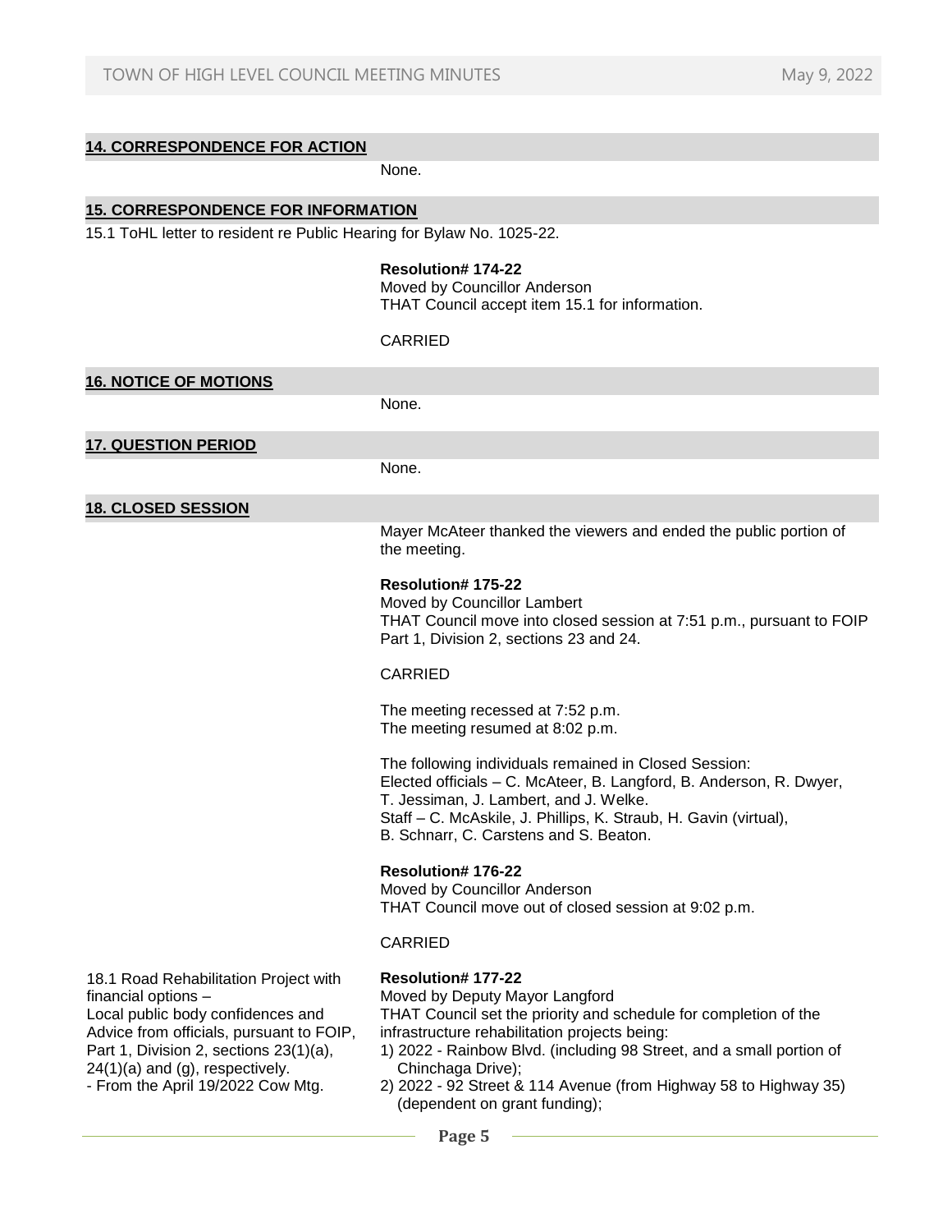## 14. CORRESPONDENCE FOR ACTION

None.

## 15. CORRESPONDENCE FOR INFORMATION

15.1 ToHL letter to resident re Public Hearing for Bylaw No. 1025-22.

**Resolution# 174-22**
Moved by Councillor Anderson
THAT Council accept item 15.1 for information.

CARRIED

## 16. NOTICE OF MOTIONS

None.

## 17. QUESTION PERIOD

None.

## 18. CLOSED SESSION

Mayer McAteer thanked the viewers and ended the public portion of the meeting.

**Resolution# 175-22**
Moved by Councillor Lambert
THAT Council move into closed session at 7:51 p.m., pursuant to FOIP Part 1, Division 2, sections 23 and 24.

CARRIED

The meeting recessed at 7:52 p.m.
The meeting resumed at 8:02 p.m.

The following individuals remained in Closed Session:
Elected officials – C. McAteer, B. Langford, B. Anderson, R. Dwyer, T. Jessiman, J. Lambert, and J. Welke.
Staff – C. McAskile, J. Phillips, K. Straub, H. Gavin (virtual), B. Schnarr, C. Carstens and S. Beaton.

**Resolution# 176-22**
Moved by Councillor Anderson
THAT Council move out of closed session at 9:02 p.m.

CARRIED

18.1 Road Rehabilitation Project with financial options –
Local public body confidences and Advice from officials, pursuant to FOIP, Part 1, Division 2, sections 23(1)(a), 24(1)(a) and (g), respectively.
- From the April 19/2022 Cow Mtg.

**Resolution# 177-22**
Moved by Deputy Mayor Langford
THAT Council set the priority and schedule for completion of the infrastructure rehabilitation projects being:

1) 2022 - Rainbow Blvd. (including 98 Street, and a small portion of Chinchaga Drive);
2) 2022 - 92 Street & 114 Avenue (from Highway 58 to Highway 35) (dependent on grant funding);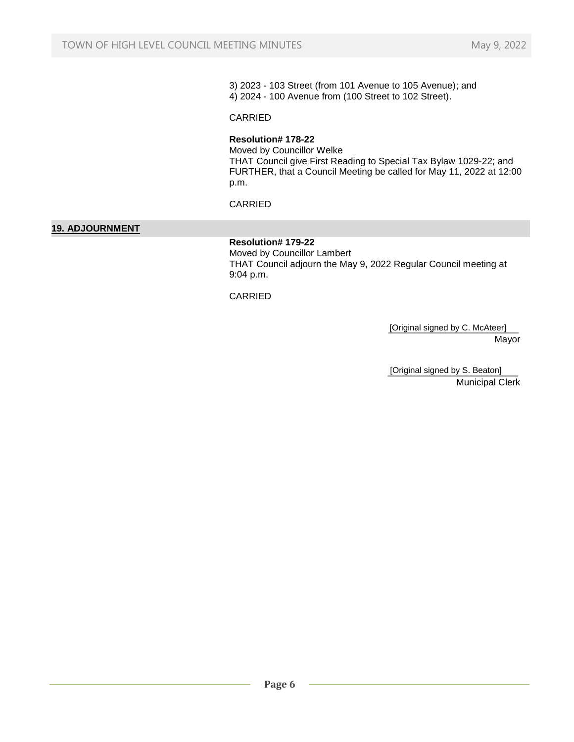3) 2023 - 103 Street (from 101 Avenue to 105 Avenue); and
4) 2024 - 100 Avenue from (100 Street to 102 Street).

CARRIED

**Resolution# 178-22**
Moved by Councillor Welke
THAT Council give First Reading to Special Tax Bylaw 1029-22; and FURTHER, that a Council Meeting be called for May 11, 2022 at 12:00 p.m.

CARRIED

## 19. ADJOURNMENT

**Resolution# 179-22**
Moved by Councillor Lambert
THAT Council adjourn the May 9, 2022 Regular Council meeting at 9:04 p.m.

CARRIED

[Original signed by C. McAteer]
Mayor

[Original signed by S. Beaton]
Municipal Clerk